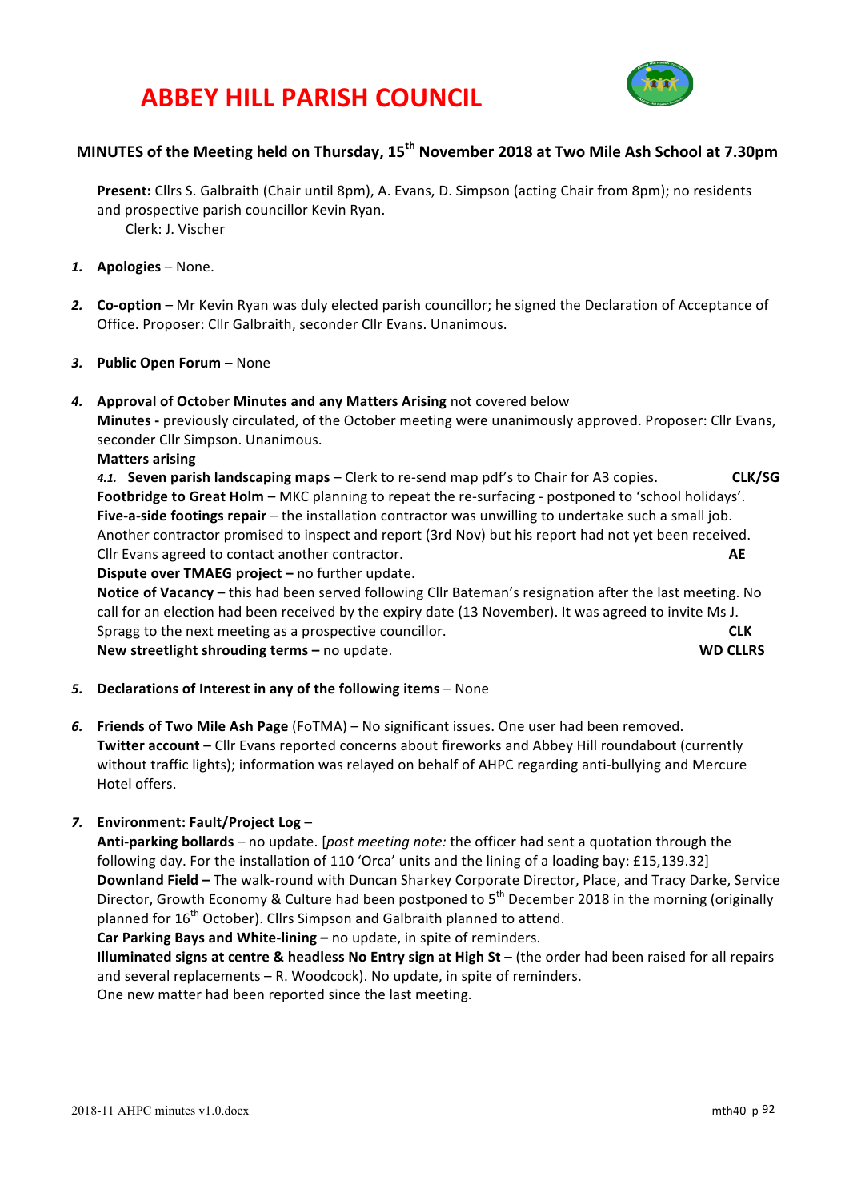# ABBEY HILL PARISH COUNCIL

## MINUTES of the Meeting held on Thursday, 15th November 2018 at Two Mile Ash School at 7.30pm

**Present:** Cllrs S. Galbraith (Chair until 8pm), A. Evans, D. Simpson (acting Chair from 8pm); no residents and prospective parish councillor Kevin Ryan.
Clerk: J. Vischer

1. **Apologies** – None.

2. **Co-option** – Mr Kevin Ryan was duly elected parish councillor; he signed the Declaration of Acceptance of Office. Proposer: Cllr Galbraith, seconder Cllr Evans. Unanimous.

3. **Public Open Forum** – None

4. **Approval of October Minutes and any Matters Arising** not covered below
   **Minutes -** previously circulated, of the October meeting were unanimously approved. Proposer: Cllr Evans, seconder Cllr Simpson. Unanimous.
   **Matters arising**
   *4.1.* **Seven parish landscaping maps** – Clerk to re-send map pdf's to Chair for A3 copies. **CLK/SG**
   **Footbridge to Great Holm** – MKC planning to repeat the re-surfacing - postponed to 'school holidays'.
   **Five-a-side footings repair** – the installation contractor was unwilling to undertake such a small job. Another contractor promised to inspect and report (3rd Nov) but his report had not yet been received. Cllr Evans agreed to contact another contractor. **AE**
   **Dispute over TMAEG project –** no further update.
   **Notice of Vacancy** – this had been served following Cllr Bateman's resignation after the last meeting. No call for an election had been received by the expiry date (13 November). It was agreed to invite Ms J. Spragg to the next meeting as a prospective councillor. **CLK**
   **New streetlight shrouding terms –** no update. **WD CLLRS**

5. **Declarations of Interest in any of the following items** – None

6. **Friends of Two Mile Ash Page** (FoTMA) – No significant issues. One user had been removed.
   **Twitter account** – Cllr Evans reported concerns about fireworks and Abbey Hill roundabout (currently without traffic lights); information was relayed on behalf of AHPC regarding anti-bullying and Mercure Hotel offers.

7. **Environment: Fault/Project Log** –
   **Anti-parking bollards** – no update. [*post meeting note:* the officer had sent a quotation through the following day. For the installation of 110 'Orca' units and the lining of a loading bay: £15,139.32]
   **Downland Field –** The walk-round with Duncan Sharkey Corporate Director, Place, and Tracy Darke, Service Director, Growth Economy & Culture had been postponed to 5th December 2018 in the morning (originally planned for 16th October). Cllrs Simpson and Galbraith planned to attend.
   **Car Parking Bays and White-lining –** no update, in spite of reminders.
   **Illuminated signs at centre & headless No Entry sign at High St** – (the order had been raised for all repairs and several replacements – R. Woodcock). No update, in spite of reminders.
   One new matter had been reported since the last meeting.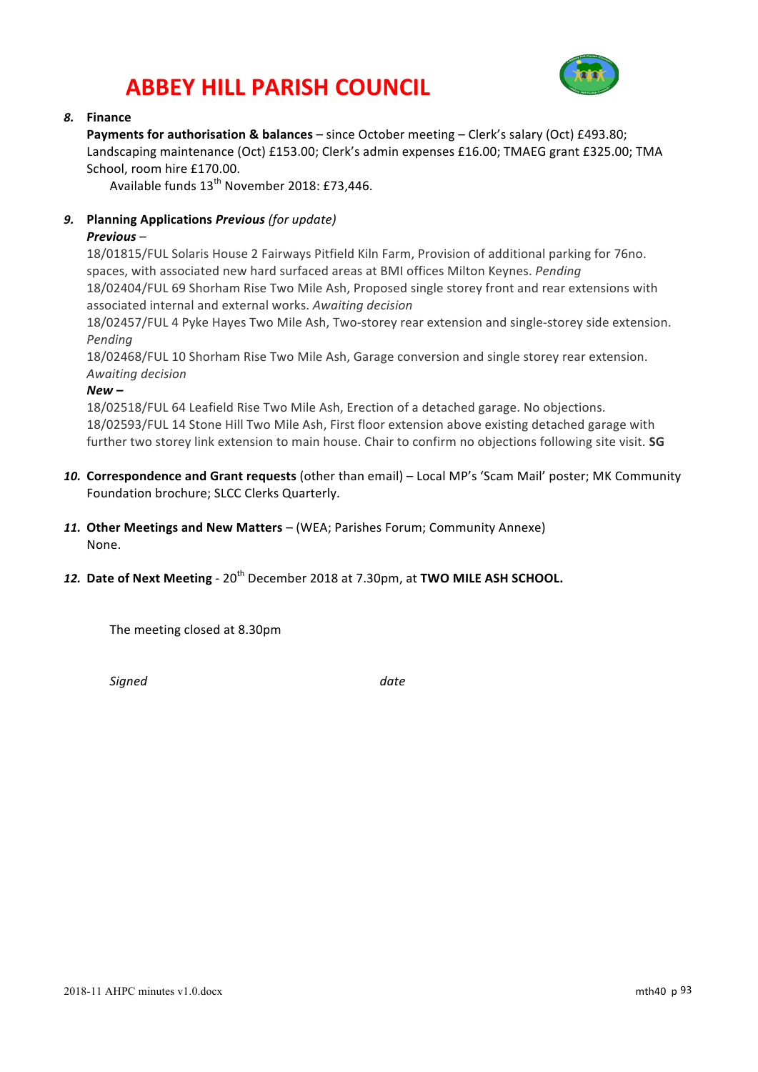# ABBEY HILL PARISH COUNCIL

***8.*** **Finance**

**Payments for authorisation & balances** – since October meeting – Clerk's salary (Oct) £493.80; Landscaping maintenance (Oct) £153.00; Clerk's admin expenses £16.00; TMAEG grant £325.00; TMA School, room hire £170.00.

Available funds 13th November 2018: £73,446.

***9.*** **Planning Applications** ***Previous*** *(for update)*

***Previous*** –

18/01815/FUL Solaris House 2 Fairways Pitfield Kiln Farm, Provision of additional parking for 76no. spaces, with associated new hard surfaced areas at BMI offices Milton Keynes. *Pending*

18/02404/FUL 69 Shorham Rise Two Mile Ash, Proposed single storey front and rear extensions with associated internal and external works. *Awaiting decision*

18/02457/FUL 4 Pyke Hayes Two Mile Ash, Two-storey rear extension and single-storey side extension. *Pending*

18/02468/FUL 10 Shorham Rise Two Mile Ash, Garage conversion and single storey rear extension. *Awaiting decision*

***New –***

18/02518/FUL 64 Leafield Rise Two Mile Ash, Erection of a detached garage. No objections.

18/02593/FUL 14 Stone Hill Two Mile Ash, First floor extension above existing detached garage with further two storey link extension to main house. Chair to confirm no objections following site visit. **SG**

***10.*** **Correspondence and Grant requests** (other than email) – Local MP's 'Scam Mail' poster; MK Community Foundation brochure; SLCC Clerks Quarterly.

***11.*** **Other Meetings and New Matters** – (WEA; Parishes Forum; Community Annexe)
None.

***12.*** **Date of Next Meeting** - 20th December 2018 at 7.30pm, at **TWO MILE ASH SCHOOL.**

The meeting closed at 8.30pm

*Signed* *date*